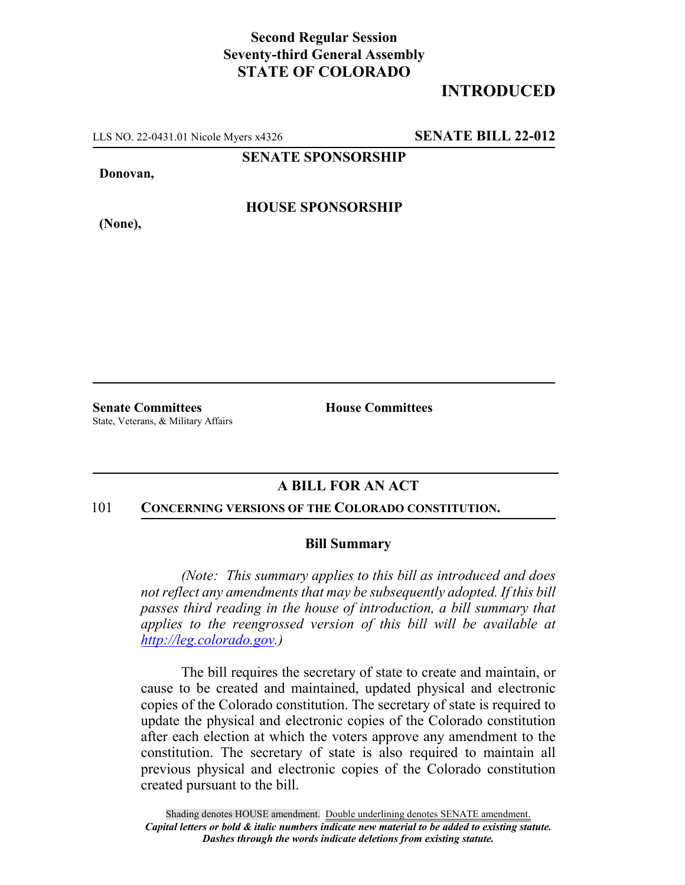**Second Regular Session**
**Seventy-third General Assembly**
**STATE OF COLORADO**

# INTRODUCED

LLS NO. 22-0431.01 Nicole Myers x4326 **SENATE BILL 22-012**

**SENATE SPONSORSHIP**

**Donovan,**

**HOUSE SPONSORSHIP**

**(None),**

**Senate Committees**
State, Veterans, & Military Affairs

**House Committees**

## A BILL FOR AN ACT

101 **CONCERNING VERSIONS OF THE COLORADO CONSTITUTION.**

### Bill Summary

*(Note: This summary applies to this bill as introduced and does not reflect any amendments that may be subsequently adopted. If this bill passes third reading in the house of introduction, a bill summary that applies to the reengrossed version of this bill will be available at http://leg.colorado.gov.)*

The bill requires the secretary of state to create and maintain, or cause to be created and maintained, updated physical and electronic copies of the Colorado constitution. The secretary of state is required to update the physical and electronic copies of the Colorado constitution after each election at which the voters approve any amendment to the constitution. The secretary of state is also required to maintain all previous physical and electronic copies of the Colorado constitution created pursuant to the bill.

Shading denotes HOUSE amendment. Double underlining denotes SENATE amendment.
*Capital letters or bold & italic numbers indicate new material to be added to existing statute.*
*Dashes through the words indicate deletions from existing statute.*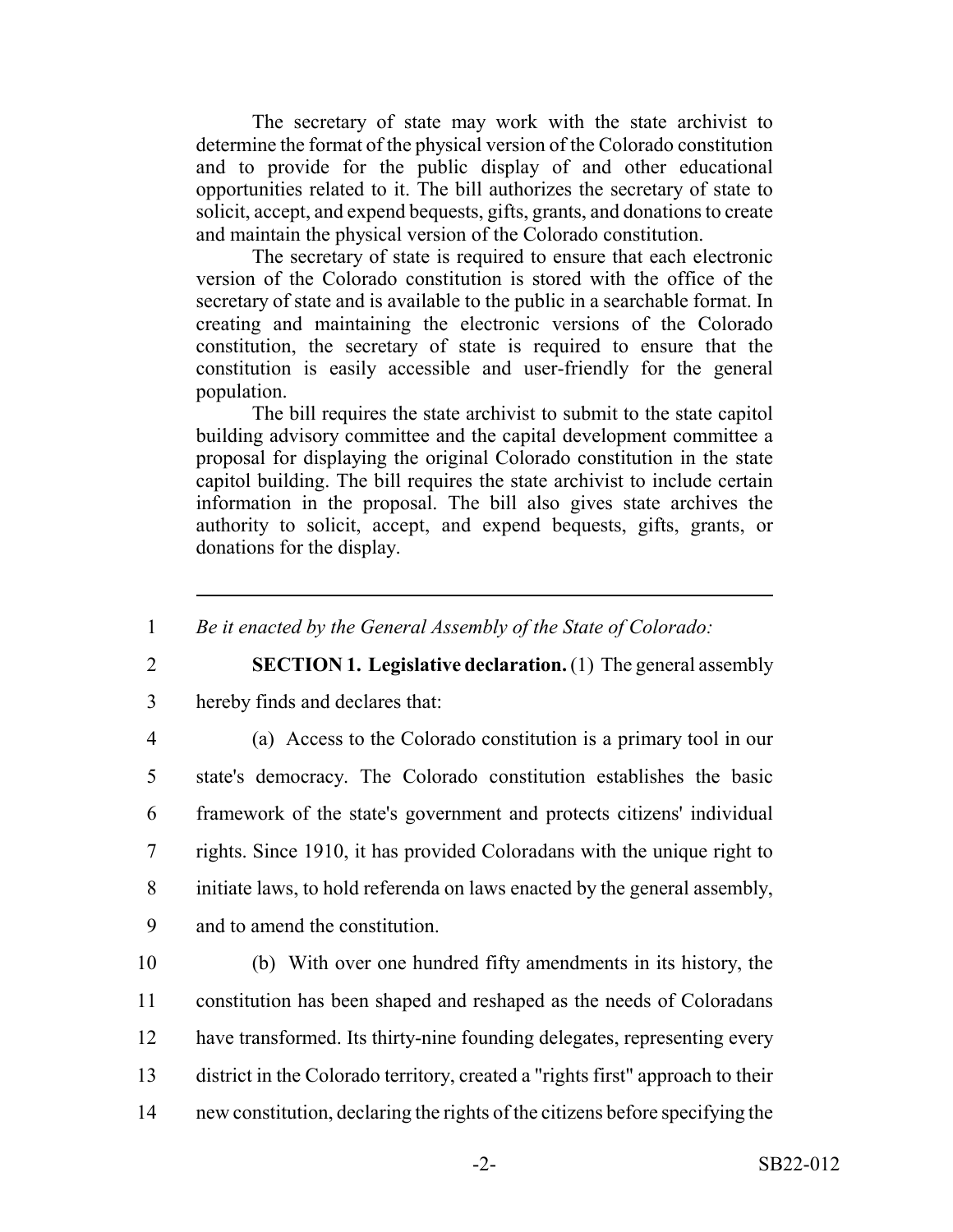The secretary of state may work with the state archivist to determine the format of the physical version of the Colorado constitution and to provide for the public display of and other educational opportunities related to it. The bill authorizes the secretary of state to solicit, accept, and expend bequests, gifts, grants, and donations to create and maintain the physical version of the Colorado constitution.

The secretary of state is required to ensure that each electronic version of the Colorado constitution is stored with the office of the secretary of state and is available to the public in a searchable format. In creating and maintaining the electronic versions of the Colorado constitution, the secretary of state is required to ensure that the constitution is easily accessible and user-friendly for the general population.

The bill requires the state archivist to submit to the state capitol building advisory committee and the capital development committee a proposal for displaying the original Colorado constitution in the state capitol building. The bill requires the state archivist to include certain information in the proposal. The bill also gives state archives the authority to solicit, accept, and expend bequests, gifts, grants, or donations for the display.

---

1 *Be it enacted by the General Assembly of the State of Colorado:*

2 **SECTION 1. Legislative declaration.** (1) The general assembly
3 hereby finds and declares that:

4 (a) Access to the Colorado constitution is a primary tool in our
5 state's democracy. The Colorado constitution establishes the basic
6 framework of the state's government and protects citizens' individual
7 rights. Since 1910, it has provided Coloradans with the unique right to
8 initiate laws, to hold referenda on laws enacted by the general assembly,
9 and to amend the constitution.

10 (b) With over one hundred fifty amendments in its history, the
11 constitution has been shaped and reshaped as the needs of Coloradans
12 have transformed. Its thirty-nine founding delegates, representing every
13 district in the Colorado territory, created a "rights first" approach to their
14 new constitution, declaring the rights of the citizens before specifying the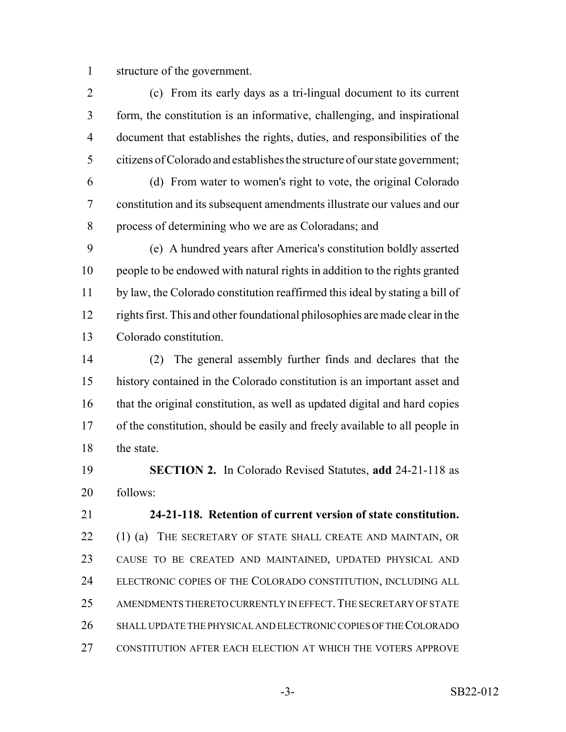structure of the government.

(c) From its early days as a tri-lingual document to its current form, the constitution is an informative, challenging, and inspirational document that establishes the rights, duties, and responsibilities of the citizens of Colorado and establishes the structure of our state government;

(d) From water to women's right to vote, the original Colorado constitution and its subsequent amendments illustrate our values and our process of determining who we are as Coloradans; and

(e) A hundred years after America's constitution boldly asserted people to be endowed with natural rights in addition to the rights granted by law, the Colorado constitution reaffirmed this ideal by stating a bill of rights first. This and other foundational philosophies are made clear in the Colorado constitution.

(2) The general assembly further finds and declares that the history contained in the Colorado constitution is an important asset and that the original constitution, as well as updated digital and hard copies of the constitution, should be easily and freely available to all people in the state.

**SECTION 2.** In Colorado Revised Statutes, **add** 24-21-118 as follows:

**24-21-118. Retention of current version of state constitution.** (1) (a) THE SECRETARY OF STATE SHALL CREATE AND MAINTAIN, OR CAUSE TO BE CREATED AND MAINTAINED, UPDATED PHYSICAL AND ELECTRONIC COPIES OF THE COLORADO CONSTITUTION, INCLUDING ALL AMENDMENTS THERETO CURRENTLY IN EFFECT. THE SECRETARY OF STATE SHALL UPDATE THE PHYSICAL AND ELECTRONIC COPIES OF THE COLORADO CONSTITUTION AFTER EACH ELECTION AT WHICH THE VOTERS APPROVE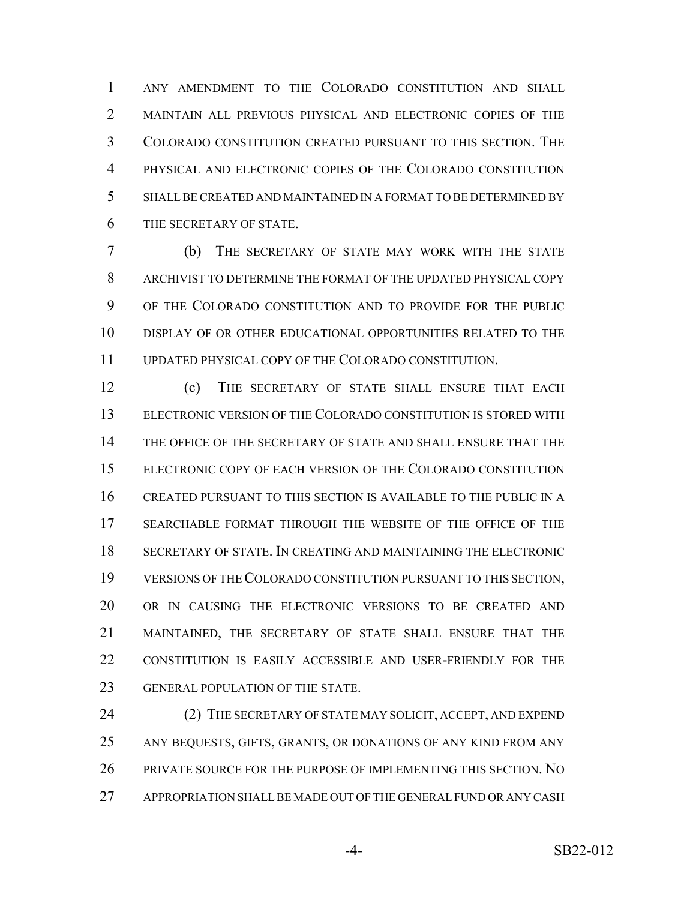ANY AMENDMENT TO THE COLORADO CONSTITUTION AND SHALL MAINTAIN ALL PREVIOUS PHYSICAL AND ELECTRONIC COPIES OF THE COLORADO CONSTITUTION CREATED PURSUANT TO THIS SECTION. THE PHYSICAL AND ELECTRONIC COPIES OF THE COLORADO CONSTITUTION SHALL BE CREATED AND MAINTAINED IN A FORMAT TO BE DETERMINED BY THE SECRETARY OF STATE.

(b) THE SECRETARY OF STATE MAY WORK WITH THE STATE ARCHIVIST TO DETERMINE THE FORMAT OF THE UPDATED PHYSICAL COPY OF THE COLORADO CONSTITUTION AND TO PROVIDE FOR THE PUBLIC DISPLAY OF OR OTHER EDUCATIONAL OPPORTUNITIES RELATED TO THE UPDATED PHYSICAL COPY OF THE COLORADO CONSTITUTION.

(c) THE SECRETARY OF STATE SHALL ENSURE THAT EACH ELECTRONIC VERSION OF THE COLORADO CONSTITUTION IS STORED WITH THE OFFICE OF THE SECRETARY OF STATE AND SHALL ENSURE THAT THE ELECTRONIC COPY OF EACH VERSION OF THE COLORADO CONSTITUTION CREATED PURSUANT TO THIS SECTION IS AVAILABLE TO THE PUBLIC IN A SEARCHABLE FORMAT THROUGH THE WEBSITE OF THE OFFICE OF THE SECRETARY OF STATE. IN CREATING AND MAINTAINING THE ELECTRONIC VERSIONS OF THE COLORADO CONSTITUTION PURSUANT TO THIS SECTION, OR IN CAUSING THE ELECTRONIC VERSIONS TO BE CREATED AND MAINTAINED, THE SECRETARY OF STATE SHALL ENSURE THAT THE CONSTITUTION IS EASILY ACCESSIBLE AND USER-FRIENDLY FOR THE GENERAL POPULATION OF THE STATE.

(2) THE SECRETARY OF STATE MAY SOLICIT, ACCEPT, AND EXPEND ANY BEQUESTS, GIFTS, GRANTS, OR DONATIONS OF ANY KIND FROM ANY PRIVATE SOURCE FOR THE PURPOSE OF IMPLEMENTING THIS SECTION. NO APPROPRIATION SHALL BE MADE OUT OF THE GENERAL FUND OR ANY CASH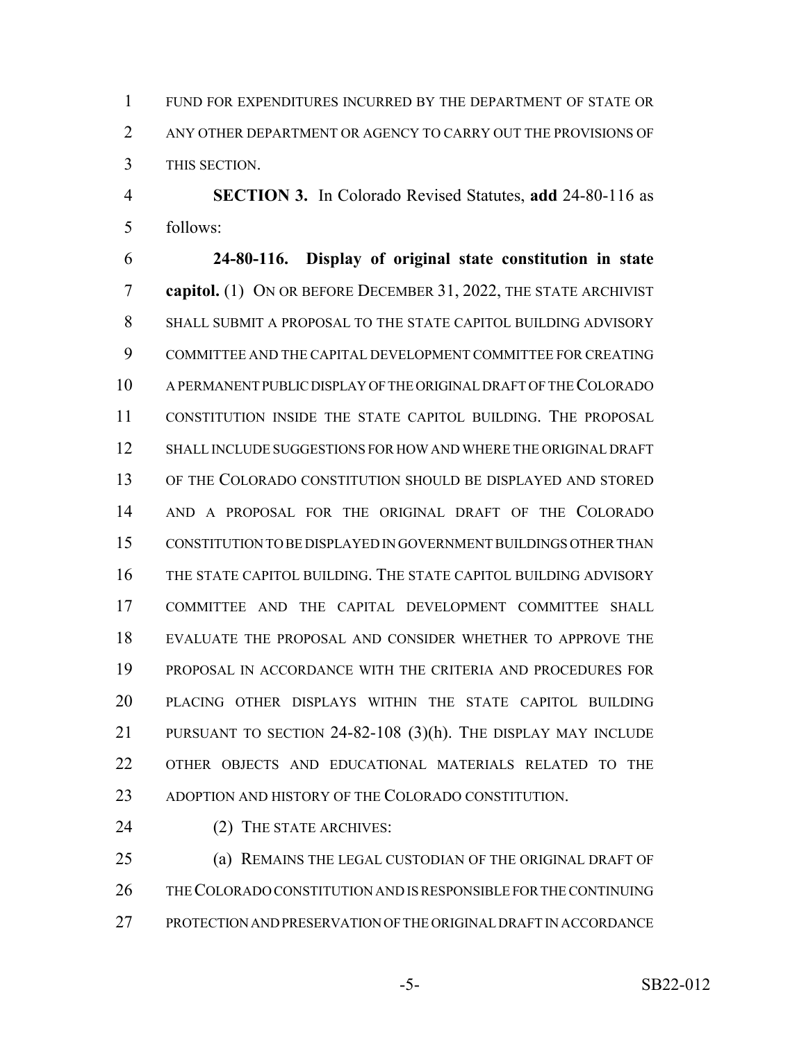FUND FOR EXPENDITURES INCURRED BY THE DEPARTMENT OF STATE OR ANY OTHER DEPARTMENT OR AGENCY TO CARRY OUT THE PROVISIONS OF THIS SECTION.

**SECTION 3.** In Colorado Revised Statutes, **add** 24-80-116 as follows:

**24-80-116. Display of original state constitution in state capitol.** (1) ON OR BEFORE DECEMBER 31, 2022, THE STATE ARCHIVIST SHALL SUBMIT A PROPOSAL TO THE STATE CAPITOL BUILDING ADVISORY COMMITTEE AND THE CAPITAL DEVELOPMENT COMMITTEE FOR CREATING A PERMANENT PUBLIC DISPLAY OF THE ORIGINAL DRAFT OF THE COLORADO CONSTITUTION INSIDE THE STATE CAPITOL BUILDING. THE PROPOSAL SHALL INCLUDE SUGGESTIONS FOR HOW AND WHERE THE ORIGINAL DRAFT OF THE COLORADO CONSTITUTION SHOULD BE DISPLAYED AND STORED AND A PROPOSAL FOR THE ORIGINAL DRAFT OF THE COLORADO CONSTITUTION TO BE DISPLAYED IN GOVERNMENT BUILDINGS OTHER THAN THE STATE CAPITOL BUILDING. THE STATE CAPITOL BUILDING ADVISORY COMMITTEE AND THE CAPITAL DEVELOPMENT COMMITTEE SHALL EVALUATE THE PROPOSAL AND CONSIDER WHETHER TO APPROVE THE PROPOSAL IN ACCORDANCE WITH THE CRITERIA AND PROCEDURES FOR PLACING OTHER DISPLAYS WITHIN THE STATE CAPITOL BUILDING PURSUANT TO SECTION 24-82-108 (3)(h). THE DISPLAY MAY INCLUDE OTHER OBJECTS AND EDUCATIONAL MATERIALS RELATED TO THE ADOPTION AND HISTORY OF THE COLORADO CONSTITUTION.

(2) THE STATE ARCHIVES:

(a) REMAINS THE LEGAL CUSTODIAN OF THE ORIGINAL DRAFT OF THE COLORADO CONSTITUTION AND IS RESPONSIBLE FOR THE CONTINUING PROTECTION AND PRESERVATION OF THE ORIGINAL DRAFT IN ACCORDANCE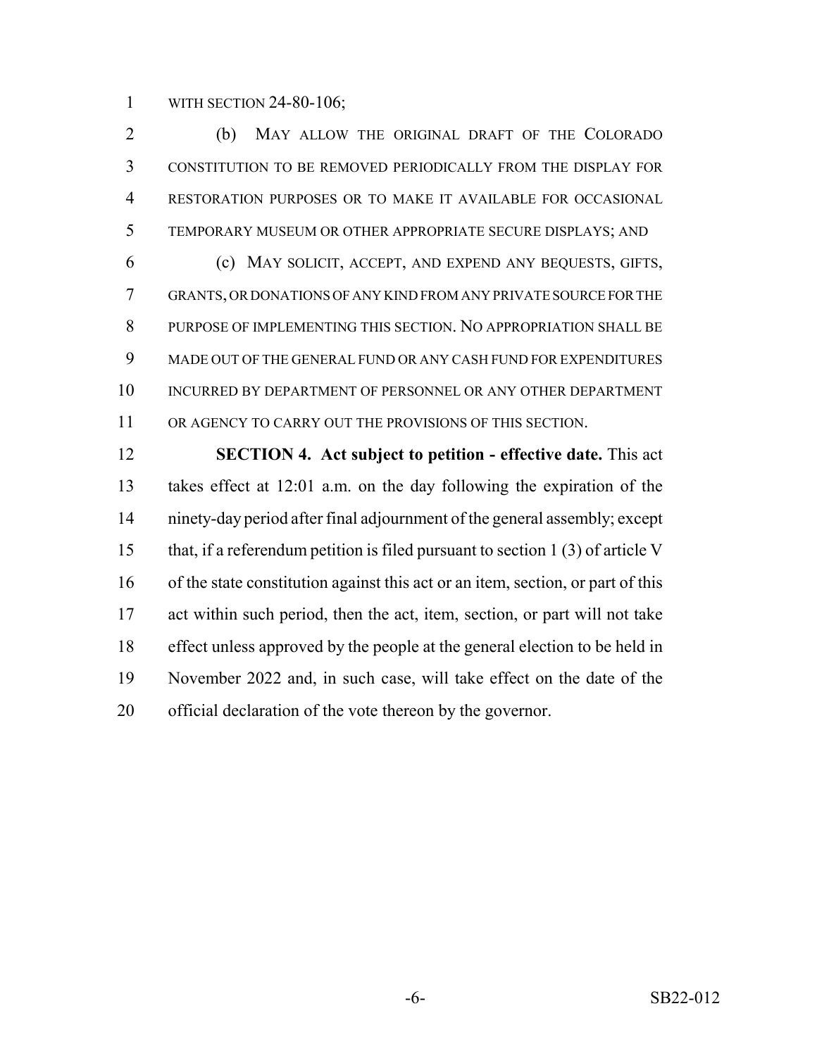WITH SECTION 24-80-106;

(b) MAY ALLOW THE ORIGINAL DRAFT OF THE COLORADO CONSTITUTION TO BE REMOVED PERIODICALLY FROM THE DISPLAY FOR RESTORATION PURPOSES OR TO MAKE IT AVAILABLE FOR OCCASIONAL TEMPORARY MUSEUM OR OTHER APPROPRIATE SECURE DISPLAYS; AND

(c) MAY SOLICIT, ACCEPT, AND EXPEND ANY BEQUESTS, GIFTS, GRANTS, OR DONATIONS OF ANY KIND FROM ANY PRIVATE SOURCE FOR THE PURPOSE OF IMPLEMENTING THIS SECTION. NO APPROPRIATION SHALL BE MADE OUT OF THE GENERAL FUND OR ANY CASH FUND FOR EXPENDITURES INCURRED BY DEPARTMENT OF PERSONNEL OR ANY OTHER DEPARTMENT OR AGENCY TO CARRY OUT THE PROVISIONS OF THIS SECTION.

**SECTION 4. Act subject to petition - effective date.** This act takes effect at 12:01 a.m. on the day following the expiration of the ninety-day period after final adjournment of the general assembly; except that, if a referendum petition is filed pursuant to section 1 (3) of article V of the state constitution against this act or an item, section, or part of this act within such period, then the act, item, section, or part will not take effect unless approved by the people at the general election to be held in November 2022 and, in such case, will take effect on the date of the official declaration of the vote thereon by the governor.